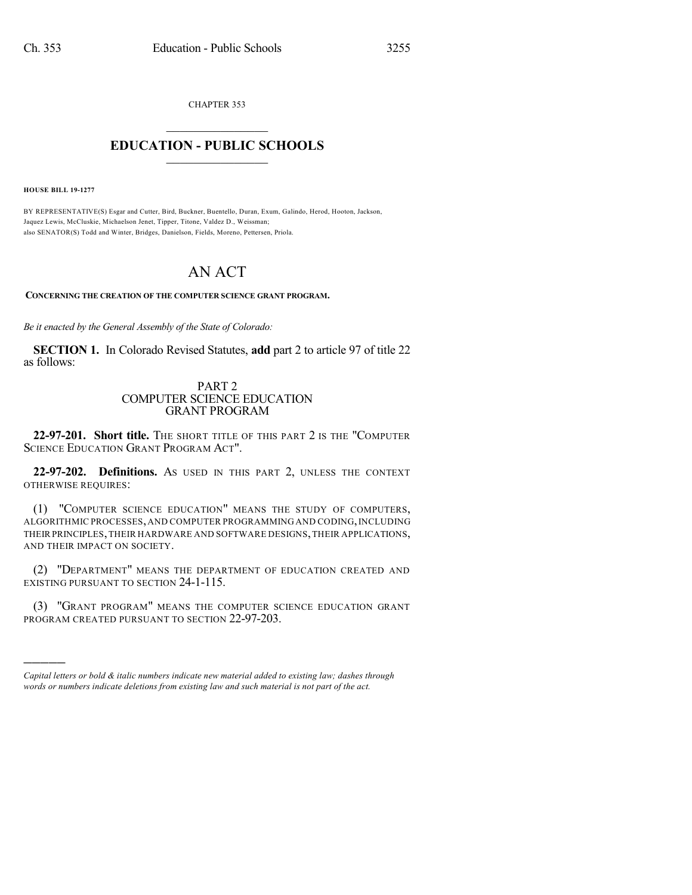CHAPTER 353

# EDUCATION - PUBLIC SCHOOLS

**HOUSE BILL 19-1277**

BY REPRESENTATIVE(S) Esgar and Cutter, Bird, Buckner, Buentello, Duran, Exum, Galindo, Herod, Hooton, Jackson, Jaquez Lewis, McCluskie, Michaelson Jenet, Tipper, Titone, Valdez D., Weissman;
also SENATOR(S) Todd and Winter, Bridges, Danielson, Fields, Moreno, Pettersen, Priola.

# AN ACT

**CONCERNING THE CREATION OF THE COMPUTER SCIENCE GRANT PROGRAM.**

*Be it enacted by the General Assembly of the State of Colorado:*

**SECTION 1.** In Colorado Revised Statutes, **add** part 2 to article 97 of title 22 as follows:

## PART 2
## COMPUTER SCIENCE EDUCATION GRANT PROGRAM

**22-97-201. Short title.** THE SHORT TITLE OF THIS PART 2 IS THE "COMPUTER SCIENCE EDUCATION GRANT PROGRAM ACT".

**22-97-202. Definitions.** AS USED IN THIS PART 2, UNLESS THE CONTEXT OTHERWISE REQUIRES:

(1) "COMPUTER SCIENCE EDUCATION" MEANS THE STUDY OF COMPUTERS, ALGORITHMIC PROCESSES, AND COMPUTER PROGRAMMING AND CODING, INCLUDING THEIR PRINCIPLES, THEIR HARDWARE AND SOFTWARE DESIGNS, THEIR APPLICATIONS, AND THEIR IMPACT ON SOCIETY.

(2) "DEPARTMENT" MEANS THE DEPARTMENT OF EDUCATION CREATED AND EXISTING PURSUANT TO SECTION 24-1-115.

(3) "GRANT PROGRAM" MEANS THE COMPUTER SCIENCE EDUCATION GRANT PROGRAM CREATED PURSUANT TO SECTION 22-97-203.

---

*Capital letters or bold & italic numbers indicate new material added to existing law; dashes through words or numbers indicate deletions from existing law and such material is not part of the act.*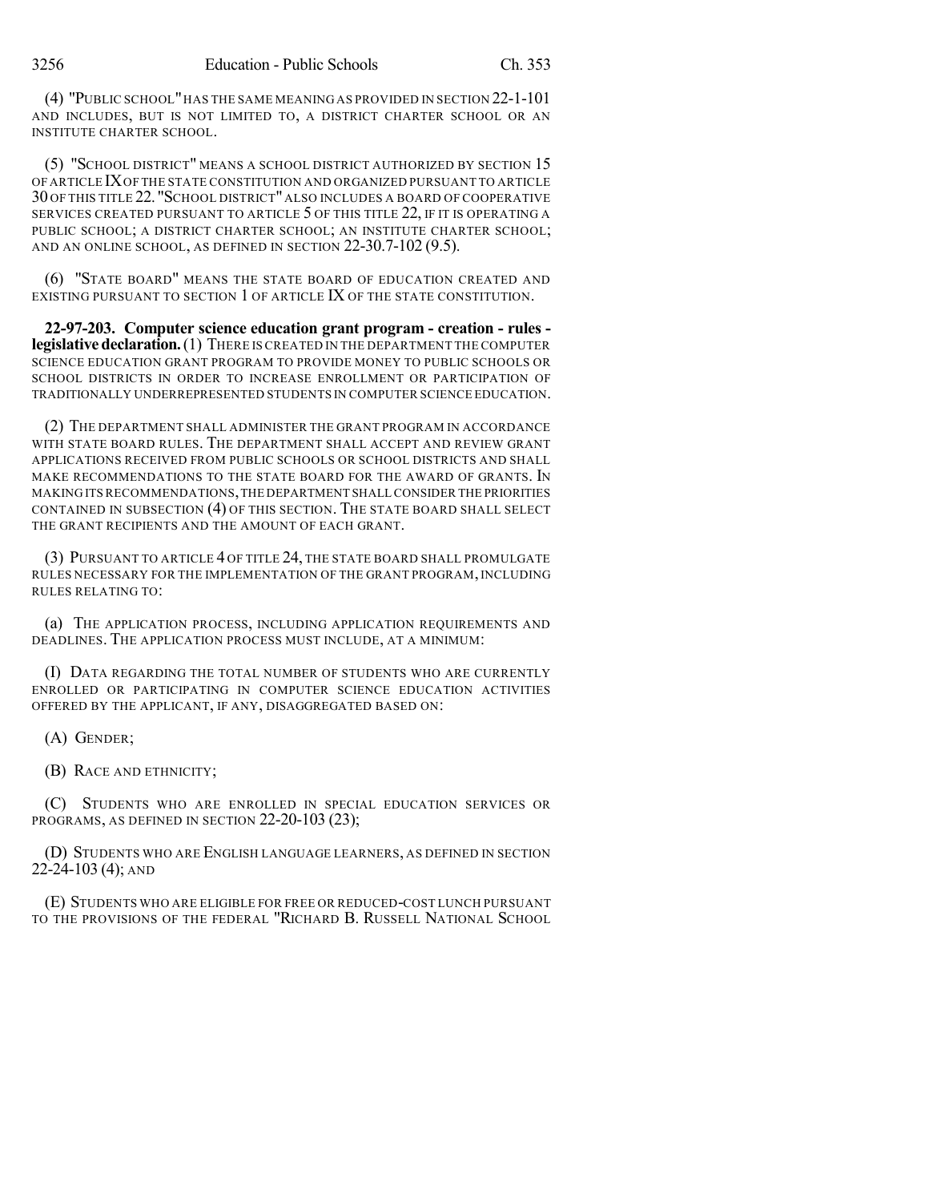(4) "PUBLIC SCHOOL" HAS THE SAME MEANING AS PROVIDED IN SECTION 22-1-101 AND INCLUDES, BUT IS NOT LIMITED TO, A DISTRICT CHARTER SCHOOL OR AN INSTITUTE CHARTER SCHOOL.

(5) "SCHOOL DISTRICT" MEANS A SCHOOL DISTRICT AUTHORIZED BY SECTION 15 OF ARTICLE IX OF THE STATE CONSTITUTION AND ORGANIZED PURSUANT TO ARTICLE 30 OF THIS TITLE 22. "SCHOOL DISTRICT" ALSO INCLUDES A BOARD OF COOPERATIVE SERVICES CREATED PURSUANT TO ARTICLE 5 OF THIS TITLE 22, IF IT IS OPERATING A PUBLIC SCHOOL; A DISTRICT CHARTER SCHOOL; AN INSTITUTE CHARTER SCHOOL; AND AN ONLINE SCHOOL, AS DEFINED IN SECTION 22-30.7-102 (9.5).

(6) "STATE BOARD" MEANS THE STATE BOARD OF EDUCATION CREATED AND EXISTING PURSUANT TO SECTION 1 OF ARTICLE IX OF THE STATE CONSTITUTION.

**22-97-203. Computer science education grant program - creation - rules - legislative declaration.** (1) THERE IS CREATED IN THE DEPARTMENT THE COMPUTER SCIENCE EDUCATION GRANT PROGRAM TO PROVIDE MONEY TO PUBLIC SCHOOLS OR SCHOOL DISTRICTS IN ORDER TO INCREASE ENROLLMENT OR PARTICIPATION OF TRADITIONALLY UNDERREPRESENTED STUDENTS IN COMPUTER SCIENCE EDUCATION.

(2) THE DEPARTMENT SHALL ADMINISTER THE GRANT PROGRAM IN ACCORDANCE WITH STATE BOARD RULES. THE DEPARTMENT SHALL ACCEPT AND REVIEW GRANT APPLICATIONS RECEIVED FROM PUBLIC SCHOOLS OR SCHOOL DISTRICTS AND SHALL MAKE RECOMMENDATIONS TO THE STATE BOARD FOR THE AWARD OF GRANTS. IN MAKING ITS RECOMMENDATIONS, THE DEPARTMENT SHALL CONSIDER THE PRIORITIES CONTAINED IN SUBSECTION (4) OF THIS SECTION. THE STATE BOARD SHALL SELECT THE GRANT RECIPIENTS AND THE AMOUNT OF EACH GRANT.

(3) PURSUANT TO ARTICLE 4 OF TITLE 24, THE STATE BOARD SHALL PROMULGATE RULES NECESSARY FOR THE IMPLEMENTATION OF THE GRANT PROGRAM, INCLUDING RULES RELATING TO:

(a) THE APPLICATION PROCESS, INCLUDING APPLICATION REQUIREMENTS AND DEADLINES. THE APPLICATION PROCESS MUST INCLUDE, AT A MINIMUM:

(I) DATA REGARDING THE TOTAL NUMBER OF STUDENTS WHO ARE CURRENTLY ENROLLED OR PARTICIPATING IN COMPUTER SCIENCE EDUCATION ACTIVITIES OFFERED BY THE APPLICANT, IF ANY, DISAGGREGATED BASED ON:

(A) GENDER;

(B) RACE AND ETHNICITY;

(C) STUDENTS WHO ARE ENROLLED IN SPECIAL EDUCATION SERVICES OR PROGRAMS, AS DEFINED IN SECTION 22-20-103 (23);

(D) STUDENTS WHO ARE ENGLISH LANGUAGE LEARNERS, AS DEFINED IN SECTION 22-24-103 (4); AND

(E) STUDENTS WHO ARE ELIGIBLE FOR FREE OR REDUCED-COST LUNCH PURSUANT TO THE PROVISIONS OF THE FEDERAL "RICHARD B. RUSSELL NATIONAL SCHOOL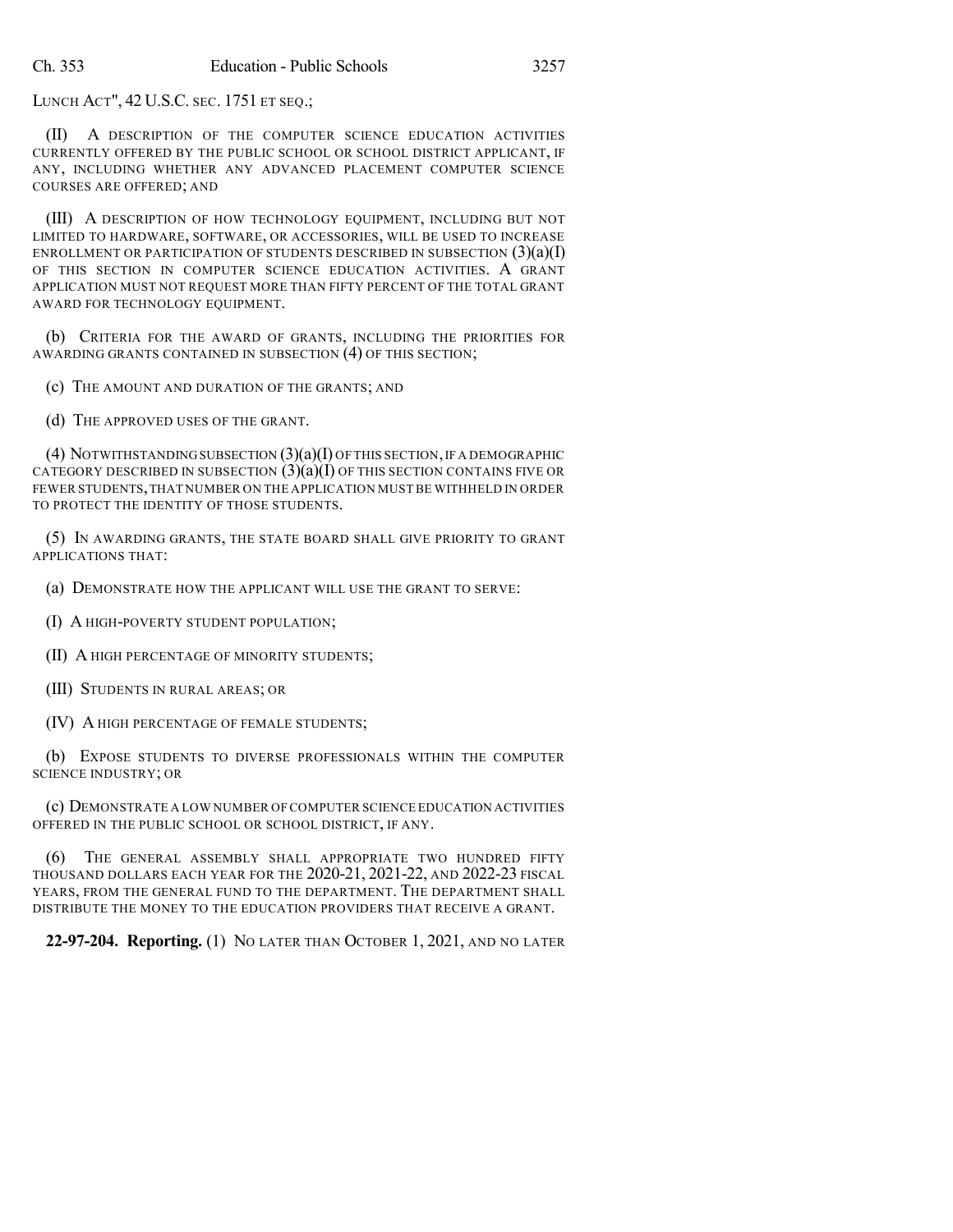LUNCH ACT", 42 U.S.C. SEC. 1751 ET SEQ.;

(II) A DESCRIPTION OF THE COMPUTER SCIENCE EDUCATION ACTIVITIES CURRENTLY OFFERED BY THE PUBLIC SCHOOL OR SCHOOL DISTRICT APPLICANT, IF ANY, INCLUDING WHETHER ANY ADVANCED PLACEMENT COMPUTER SCIENCE COURSES ARE OFFERED; AND

(III) A DESCRIPTION OF HOW TECHNOLOGY EQUIPMENT, INCLUDING BUT NOT LIMITED TO HARDWARE, SOFTWARE, OR ACCESSORIES, WILL BE USED TO INCREASE ENROLLMENT OR PARTICIPATION OF STUDENTS DESCRIBED IN SUBSECTION (3)(a)(I) OF THIS SECTION IN COMPUTER SCIENCE EDUCATION ACTIVITIES. A GRANT APPLICATION MUST NOT REQUEST MORE THAN FIFTY PERCENT OF THE TOTAL GRANT AWARD FOR TECHNOLOGY EQUIPMENT.

(b) CRITERIA FOR THE AWARD OF GRANTS, INCLUDING THE PRIORITIES FOR AWARDING GRANTS CONTAINED IN SUBSECTION (4) OF THIS SECTION;

(c) THE AMOUNT AND DURATION OF THE GRANTS; AND

(d) THE APPROVED USES OF THE GRANT.

(4) NOTWITHSTANDING SUBSECTION (3)(a)(I) OF THIS SECTION, IF A DEMOGRAPHIC CATEGORY DESCRIBED IN SUBSECTION (3)(a)(I) OF THIS SECTION CONTAINS FIVE OR FEWER STUDENTS, THAT NUMBER ON THE APPLICATION MUST BE WITHHELD IN ORDER TO PROTECT THE IDENTITY OF THOSE STUDENTS.

(5) IN AWARDING GRANTS, THE STATE BOARD SHALL GIVE PRIORITY TO GRANT APPLICATIONS THAT:

(a) DEMONSTRATE HOW THE APPLICANT WILL USE THE GRANT TO SERVE:

(I) A HIGH-POVERTY STUDENT POPULATION;

(II) A HIGH PERCENTAGE OF MINORITY STUDENTS;

(III) STUDENTS IN RURAL AREAS; OR

(IV) A HIGH PERCENTAGE OF FEMALE STUDENTS;

(b) EXPOSE STUDENTS TO DIVERSE PROFESSIONALS WITHIN THE COMPUTER SCIENCE INDUSTRY; OR

(c) DEMONSTRATE A LOW NUMBER OF COMPUTER SCIENCE EDUCATION ACTIVITIES OFFERED IN THE PUBLIC SCHOOL OR SCHOOL DISTRICT, IF ANY.

(6) THE GENERAL ASSEMBLY SHALL APPROPRIATE TWO HUNDRED FIFTY THOUSAND DOLLARS EACH YEAR FOR THE 2020-21, 2021-22, AND 2022-23 FISCAL YEARS, FROM THE GENERAL FUND TO THE DEPARTMENT. THE DEPARTMENT SHALL DISTRIBUTE THE MONEY TO THE EDUCATION PROVIDERS THAT RECEIVE A GRANT.

**22-97-204. Reporting.** (1) NO LATER THAN OCTOBER 1, 2021, AND NO LATER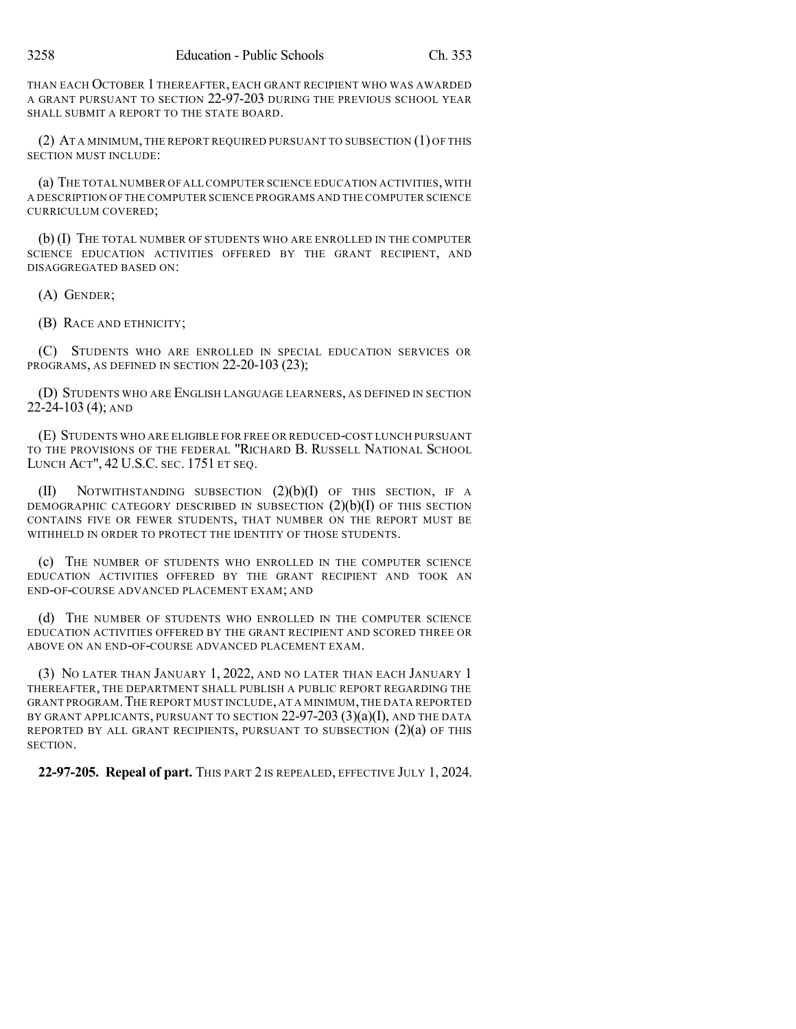THAN EACH OCTOBER 1 THEREAFTER, EACH GRANT RECIPIENT WHO WAS AWARDED A GRANT PURSUANT TO SECTION 22-97-203 DURING THE PREVIOUS SCHOOL YEAR SHALL SUBMIT A REPORT TO THE STATE BOARD.

(2) AT A MINIMUM, THE REPORT REQUIRED PURSUANT TO SUBSECTION (1) OF THIS SECTION MUST INCLUDE:

(a) THE TOTAL NUMBER OF ALL COMPUTER SCIENCE EDUCATION ACTIVITIES, WITH A DESCRIPTION OF THE COMPUTER SCIENCE PROGRAMS AND THE COMPUTER SCIENCE CURRICULUM COVERED;

(b) (I) THE TOTAL NUMBER OF STUDENTS WHO ARE ENROLLED IN THE COMPUTER SCIENCE EDUCATION ACTIVITIES OFFERED BY THE GRANT RECIPIENT, AND DISAGGREGATED BASED ON:

(A) GENDER;

(B) RACE AND ETHNICITY;

(C) STUDENTS WHO ARE ENROLLED IN SPECIAL EDUCATION SERVICES OR PROGRAMS, AS DEFINED IN SECTION 22-20-103 (23);

(D) STUDENTS WHO ARE ENGLISH LANGUAGE LEARNERS, AS DEFINED IN SECTION 22-24-103 (4); AND

(E) STUDENTS WHO ARE ELIGIBLE FOR FREE OR REDUCED-COST LUNCH PURSUANT TO THE PROVISIONS OF THE FEDERAL "RICHARD B. RUSSELL NATIONAL SCHOOL LUNCH ACT", 42 U.S.C. SEC. 1751 ET SEQ.

(II) NOTWITHSTANDING SUBSECTION (2)(b)(I) OF THIS SECTION, IF A DEMOGRAPHIC CATEGORY DESCRIBED IN SUBSECTION (2)(b)(I) OF THIS SECTION CONTAINS FIVE OR FEWER STUDENTS, THAT NUMBER ON THE REPORT MUST BE WITHHELD IN ORDER TO PROTECT THE IDENTITY OF THOSE STUDENTS.

(c) THE NUMBER OF STUDENTS WHO ENROLLED IN THE COMPUTER SCIENCE EDUCATION ACTIVITIES OFFERED BY THE GRANT RECIPIENT AND TOOK AN END-OF-COURSE ADVANCED PLACEMENT EXAM; AND

(d) THE NUMBER OF STUDENTS WHO ENROLLED IN THE COMPUTER SCIENCE EDUCATION ACTIVITIES OFFERED BY THE GRANT RECIPIENT AND SCORED THREE OR ABOVE ON AN END-OF-COURSE ADVANCED PLACEMENT EXAM.

(3) NO LATER THAN JANUARY 1, 2022, AND NO LATER THAN EACH JANUARY 1 THEREAFTER, THE DEPARTMENT SHALL PUBLISH A PUBLIC REPORT REGARDING THE GRANT PROGRAM. THE REPORT MUST INCLUDE, AT A MINIMUM, THE DATA REPORTED BY GRANT APPLICANTS, PURSUANT TO SECTION 22-97-203 (3)(a)(I), AND THE DATA REPORTED BY ALL GRANT RECIPIENTS, PURSUANT TO SUBSECTION (2)(a) OF THIS SECTION.

**22-97-205. Repeal of part.** THIS PART 2 IS REPEALED, EFFECTIVE JULY 1, 2024.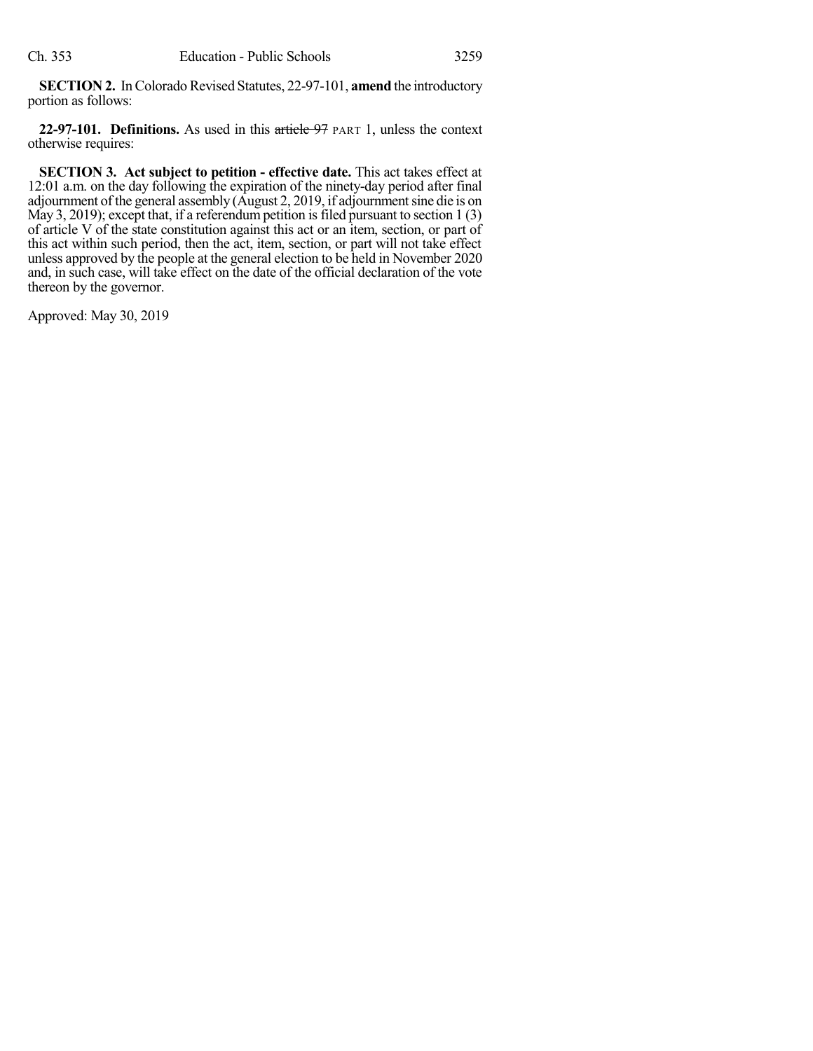**SECTION 2.** In Colorado Revised Statutes, 22-97-101, **amend** the introductory portion as follows:

**22-97-101. Definitions.** As used in this ~~article 97~~ PART 1, unless the context otherwise requires:

**SECTION 3. Act subject to petition - effective date.** This act takes effect at 12:01 a.m. on the day following the expiration of the ninety-day period after final adjournment of the general assembly (August 2, 2019, if adjournment sine die is on May 3, 2019); except that, if a referendum petition is filed pursuant to section 1 (3) of article V of the state constitution against this act or an item, section, or part of this act within such period, then the act, item, section, or part will not take effect unless approved by the people at the general election to be held in November 2020 and, in such case, will take effect on the date of the official declaration of the vote thereon by the governor.

Approved: May 30, 2019